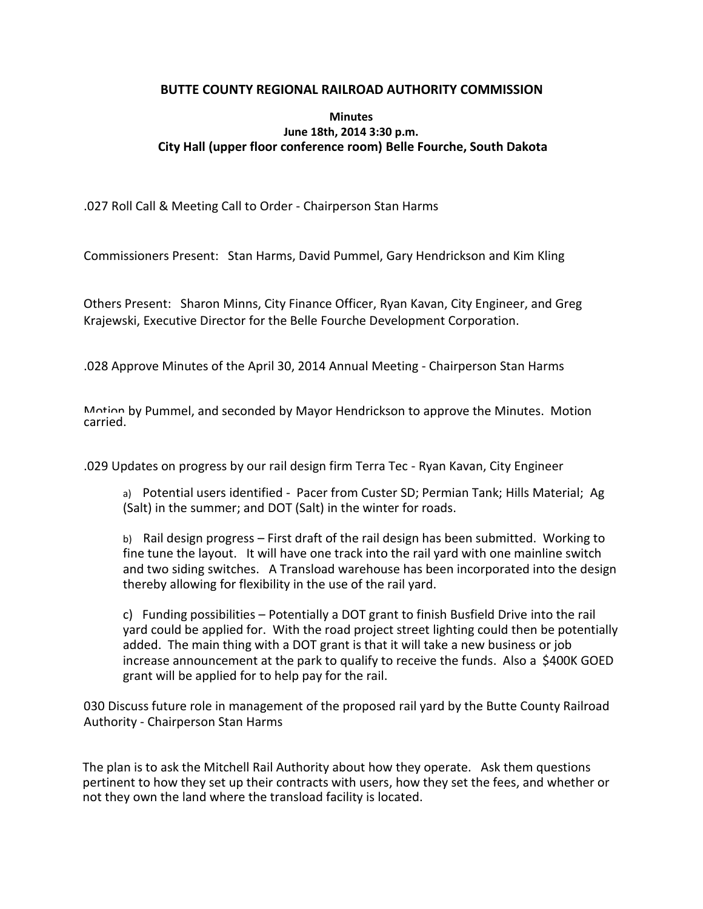# BUTTE COUNTY REGIONAL RAILROAD AUTHORITY COMMISSION

**Minutes**
**June 18th, 2014 3:30 p.m.**
**City Hall (upper floor conference room) Belle Fourche, South Dakota**

.027 Roll Call & Meeting Call to Order - Chairperson Stan Harms

Commissioners Present: Stan Harms, David Pummel, Gary Hendrickson and Kim Kling

Others Present: Sharon Minns, City Finance Officer, Ryan Kavan, City Engineer, and Greg Krajewski, Executive Director for the Belle Fourche Development Corporation.

.028 Approve Minutes of the April 30, 2014 Annual Meeting - Chairperson Stan Harms

Motion by Pummel, and seconded by Mayor Hendrickson to approve the Minutes. Motion carried.

.029 Updates on progress by our rail design firm Terra Tec - Ryan Kavan, City Engineer

a) Potential users identified - Pacer from Custer SD; Permian Tank; Hills Material; Ag (Salt) in the summer; and DOT (Salt) in the winter for roads.

b) Rail design progress – First draft of the rail design has been submitted. Working to fine tune the layout. It will have one track into the rail yard with one mainline switch and two siding switches. A Transload warehouse has been incorporated into the design thereby allowing for flexibility in the use of the rail yard.

c) Funding possibilities – Potentially a DOT grant to finish Busfield Drive into the rail yard could be applied for. With the road project street lighting could then be potentially added. The main thing with a DOT grant is that it will take a new business or job increase announcement at the park to qualify to receive the funds. Also a $400K GOED grant will be applied for to help pay for the rail.

030 Discuss future role in management of the proposed rail yard by the Butte County Railroad Authority - Chairperson Stan Harms

The plan is to ask the Mitchell Rail Authority about how they operate. Ask them questions pertinent to how they set up their contracts with users, how they set the fees, and whether or not they own the land where the transload facility is located.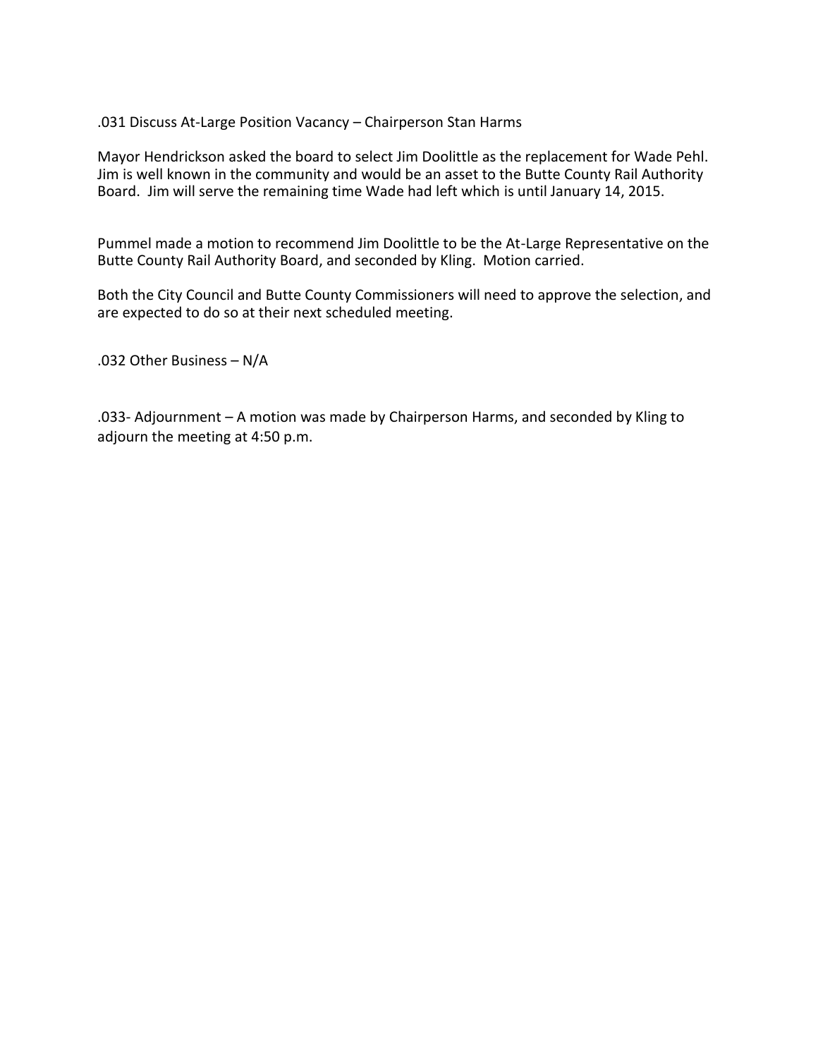.031 Discuss At-Large Position Vacancy – Chairperson Stan Harms

Mayor Hendrickson asked the board to select Jim Doolittle as the replacement for Wade Pehl. Jim is well known in the community and would be an asset to the Butte County Rail Authority Board. Jim will serve the remaining time Wade had left which is until January 14, 2015.

Pummel made a motion to recommend Jim Doolittle to be the At-Large Representative on the Butte County Rail Authority Board, and seconded by Kling. Motion carried.

Both the City Council and Butte County Commissioners will need to approve the selection, and are expected to do so at their next scheduled meeting.

.032 Other Business – N/A

.033- Adjournment – A motion was made by Chairperson Harms, and seconded by Kling to adjourn the meeting at 4:50 p.m.